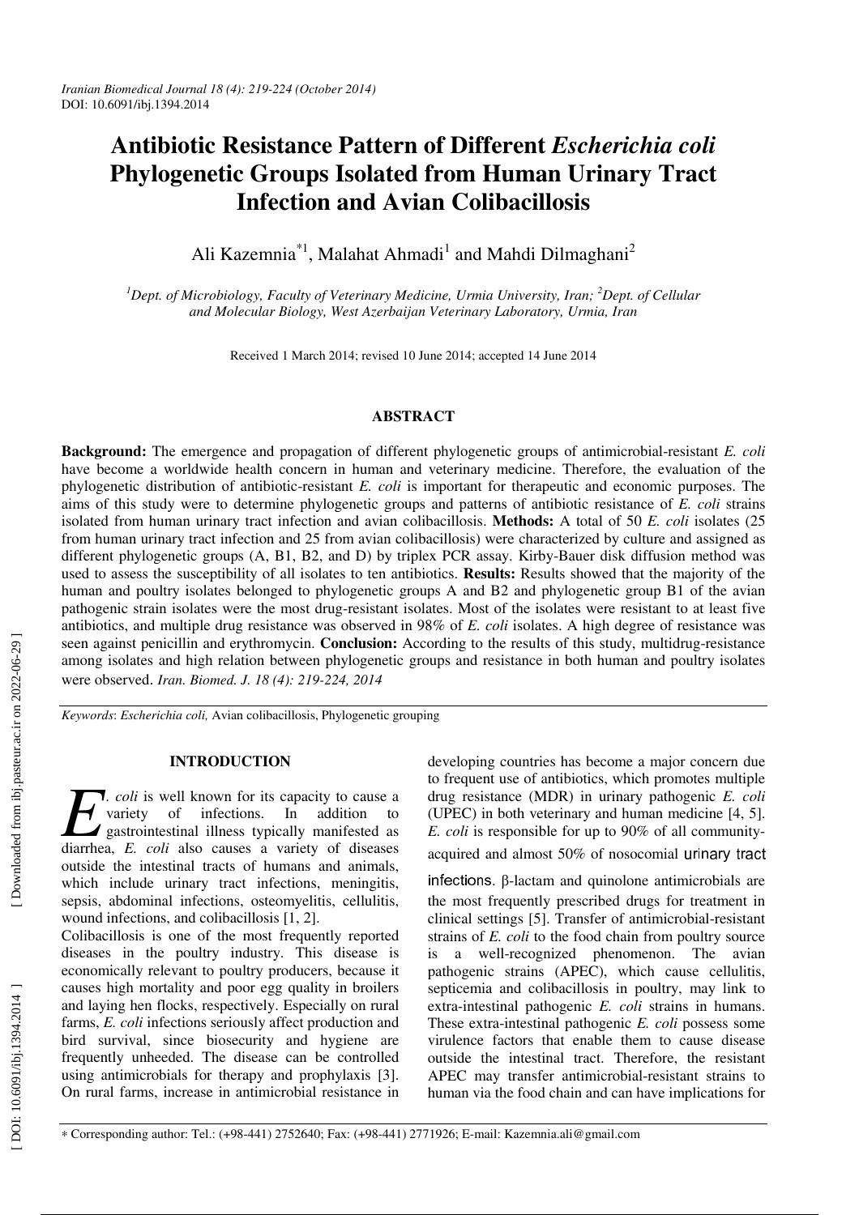Iranian Biomedical Journal 18 (4): 219-224 (October 2014)
DOI: 10.6091/ibj.1394.2014

# Antibiotic Resistance Pattern of Different *Escherichia coli* Phylogenetic Groups Isolated from Human Urinary Tract Infection and Avian Colibacillosis

Ali Kazemnia[*1], Malahat Ahmadi[1] and Mahdi Dilmaghani[2]

[1]*Dept. of Microbiology, Faculty of Veterinary Medicine, Urmia University, Iran;* [2]*Dept. of Cellular and Molecular Biology, West Azerbaijan Veterinary Laboratory, Urmia, Iran*

Received 1 March 2014; revised 10 June 2014; accepted 14 June 2014

## ABSTRACT

**Background:** The emergence and propagation of different phylogenetic groups of antimicrobial-resistant *E. coli* have become a worldwide health concern in human and veterinary medicine. Therefore, the evaluation of the phylogenetic distribution of antibiotic-resistant *E. coli* is important for therapeutic and economic purposes. The aims of this study were to determine phylogenetic groups and patterns of antibiotic resistance of *E. coli* strains isolated from human urinary tract infection and avian colibacillosis. **Methods:** A total of 50 *E. coli* isolates (25 from human urinary tract infection and 25 from avian colibacillosis) were characterized by culture and assigned as different phylogenetic groups (A, B1, B2, and D) by triplex PCR assay. Kirby-Bauer disk diffusion method was used to assess the susceptibility of all isolates to ten antibiotics. **Results:** Results showed that the majority of the human and poultry isolates belonged to phylogenetic groups A and B2 and phylogenetic group B1 of the avian pathogenic strain isolates were the most drug-resistant isolates. Most of the isolates were resistant to at least five antibiotics, and multiple drug resistance was observed in 98% of *E. coli* isolates. A high degree of resistance was seen against penicillin and erythromycin. **Conclusion:** According to the results of this study, multidrug-resistance among isolates and high relation between phylogenetic groups and resistance in both human and poultry isolates were observed. *Iran. Biomed. J. 18 (4): 219-224, 2014*

*Keywords*: *Escherichia coli,* Avian colibacillosis, Phylogenetic grouping

## INTRODUCTION

*E. coli* is well known for its capacity to cause a variety of infections. In addition to gastrointestinal illness typically manifested as diarrhea, *E. coli* also causes a variety of diseases outside the intestinal tracts of humans and animals, which include urinary tract infections, meningitis, sepsis, abdominal infections, osteomyelitis, cellulitis, wound infections, and colibacillosis [1, 2].

Colibacillosis is one of the most frequently reported diseases in the poultry industry. This disease is economically relevant to poultry producers, because it causes high mortality and poor egg quality in broilers and laying hen flocks, respectively. Especially on rural farms, *E. coli* infections seriously affect production and bird survival, since biosecurity and hygiene are frequently unheeded. The disease can be controlled using antimicrobials for therapy and prophylaxis [3]. On rural farms, increase in antimicrobial resistance in developing countries has become a major concern due to frequent use of antibiotics, which promotes multiple drug resistance (MDR) in urinary pathogenic *E. coli* (UPEC) in both veterinary and human medicine [4, 5]. *E. coli* is responsible for up to 90% of all community-acquired and almost 50% of nosocomial urinary tract infections. β-lactam and quinolone antimicrobials are the most frequently prescribed drugs for treatment in clinical settings [5]. Transfer of antimicrobial-resistant strains of *E. coli* to the food chain from poultry source is a well-recognized phenomenon. The avian pathogenic strains (APEC), which cause cellulitis, septicemia and colibacillosis in poultry, may link to extra-intestinal pathogenic *E. coli* strains in humans. These extra-intestinal pathogenic *E. coli* possess some virulence factors that enable them to cause disease outside the intestinal tract. Therefore, the resistant APEC may transfer antimicrobial-resistant strains to human via the food chain and can have implications for

* Corresponding author: Tel.: (+98-441) 2752640; Fax: (+98-441) 2771926; E-mail: Kazemnia.ali@gmail.com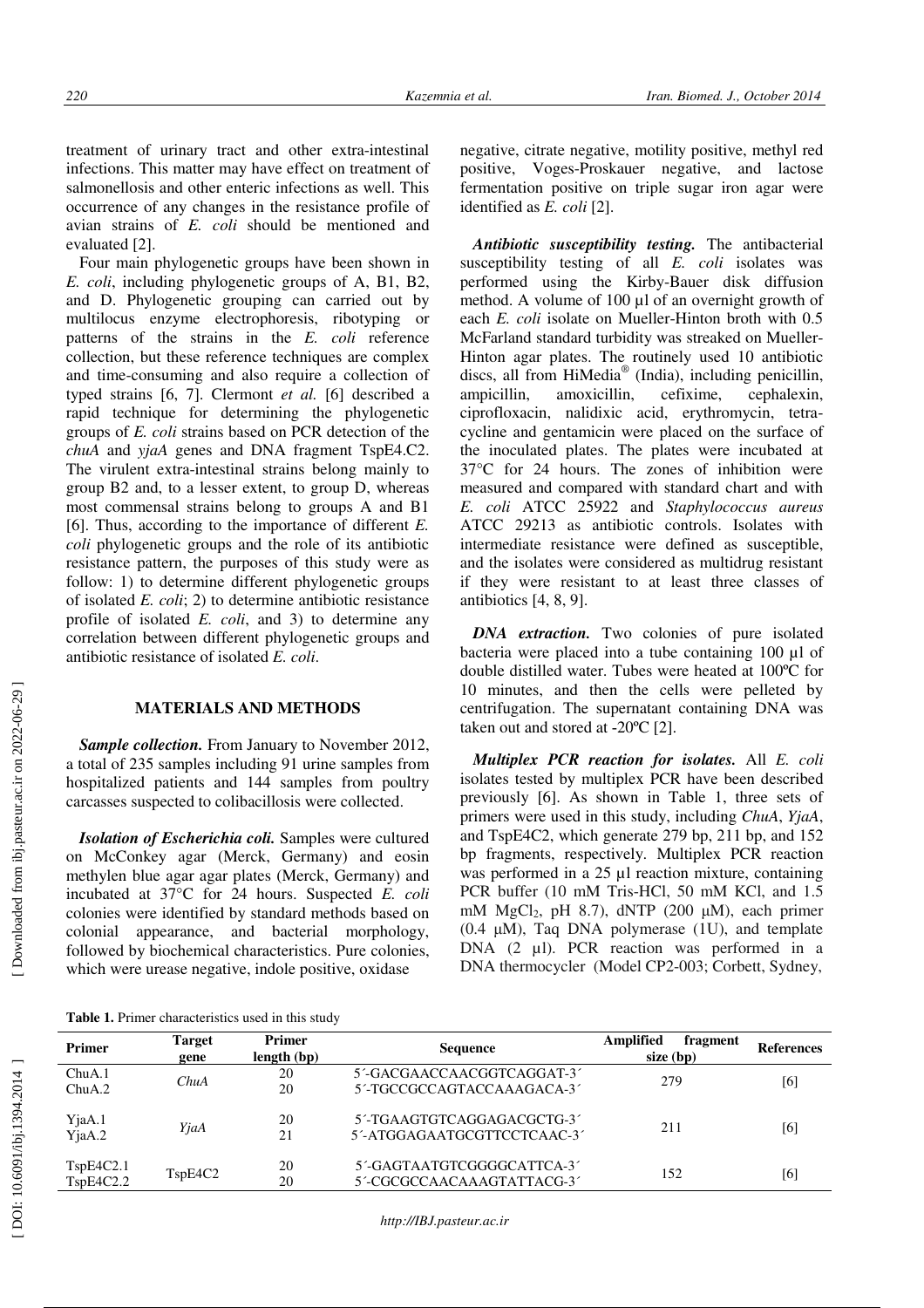treatment of urinary tract and other extra-intestinal infections. This matter may have effect on treatment of salmonellosis and other enteric infections as well. This occurrence of any changes in the resistance profile of avian strains of *E. coli* should be mentioned and evaluated [2].

Four main phylogenetic groups have been shown in *E. coli*, including phylogenetic groups of A, B1, B2, and D. Phylogenetic grouping can carried out by multilocus enzyme electrophoresis, ribotyping or patterns of the strains in the *E. coli* reference collection, but these reference techniques are complex and time-consuming and also require a collection of typed strains [6, 7]. Clermont *et al.* [6] described a rapid technique for determining the phylogenetic groups of *E. coli* strains based on PCR detection of the *chuA* and *yjaA* genes and DNA fragment TspE4.C2. The virulent extra-intestinal strains belong mainly to group B2 and, to a lesser extent, to group D, whereas most commensal strains belong to groups A and B1 [6]. Thus, according to the importance of different *E. coli* phylogenetic groups and the role of its antibiotic resistance pattern, the purposes of this study were as follow: 1) to determine different phylogenetic groups of isolated *E. coli*; 2) to determine antibiotic resistance profile of isolated *E. coli*, and 3) to determine any correlation between different phylogenetic groups and antibiotic resistance of isolated *E. coli*.

## MATERIALS AND METHODS

***Sample collection.*** From January to November 2012, a total of 235 samples including 91 urine samples from hospitalized patients and 144 samples from poultry carcasses suspected to colibacillosis were collected.

***Isolation of Escherichia coli.*** Samples were cultured on McConkey agar (Merck, Germany) and eosin methylen blue agar agar plates (Merck, Germany) and incubated at 37°C for 24 hours. Suspected *E. coli* colonies were identified by standard methods based on colonial appearance, and bacterial morphology, followed by biochemical characteristics. Pure colonies, which were urease negative, indole positive, oxidase negative, citrate negative, motility positive, methyl red positive, Voges-Proskauer negative, and lactose fermentation positive on triple sugar iron agar were identified as *E. coli* [2].

***Antibiotic susceptibility testing.*** The antibacterial susceptibility testing of all *E. coli* isolates was performed using the Kirby-Bauer disk diffusion method. A volume of 100 µl of an overnight growth of each *E. coli* isolate on Mueller-Hinton broth with 0.5 McFarland standard turbidity was streaked on Mueller-Hinton agar plates. The routinely used 10 antibiotic discs, all from HiMedia® (India), including penicillin, ampicillin, amoxicillin, cefixime, cephalexin, ciprofloxacin, nalidixic acid, erythromycin, tetracycline and gentamicin were placed on the surface of the inoculated plates. The plates were incubated at 37°C for 24 hours. The zones of inhibition were measured and compared with standard chart and with *E. coli* ATCC 25922 and *Staphylococcus aureus* ATCC 29213 as antibiotic controls. Isolates with intermediate resistance were defined as susceptible, and the isolates were considered as multidrug resistant if they were resistant to at least three classes of antibiotics [4, 8, 9].

***DNA extraction.*** Two colonies of pure isolated bacteria were placed into a tube containing 100 µl of double distilled water. Tubes were heated at 100ºC for 10 minutes, and then the cells were pelleted by centrifugation. The supernatant containing DNA was taken out and stored at -20ºC [2].

***Multiplex PCR reaction for isolates.*** All *E. coli* isolates tested by multiplex PCR have been described previously [6]. As shown in Table 1, three sets of primers were used in this study, including *ChuA*, *YjaA*, and TspE4C2, which generate 279 bp, 211 bp, and 152 bp fragments, respectively. Multiplex PCR reaction was performed in a 25 µl reaction mixture, containing PCR buffer (10 mM Tris-HCl, 50 mM KCl, and 1.5 mM $MgCl_2$, pH 8.7), dNTP (200 µM), each primer (0.4 µM), Taq DNA polymerase (1U), and template DNA (2 µl). PCR reaction was performed in a DNA thermocycler (Model CP2-003; Corbett, Sydney,

**Table 1.** Primer characteristics used in this study

| Primer | Target gene | Primer length (bp) | Sequence | Amplified fragment size (bp) | References |
|---|---|---|---|---|---|
| ChuA.1<br>ChuA.2 | *ChuA* | 20<br>20 | 5´-GACGAACCAACGGTCAGGAT-3´<br>5´-TGCCGCCAGTACCAAAGACA-3´ | 279 | [6] |
| YjaA.1<br>YjaA.2 | *YjaA* | 20<br>21 | 5´-TGAAGTGTCAGGAGACGCTG-3´<br>5´-ATGGAGAATGCGTTCCTCAAC-3´ | 211 | [6] |
| TspE4C2.1<br>TspE4C2.2 | TspE4C2 | 20<br>20 | 5´-GAGTAATGTCGGGGCATTCA-3´<br>5´-CGCGCCAACAAAGTATTACG-3´ | 152 | [6] |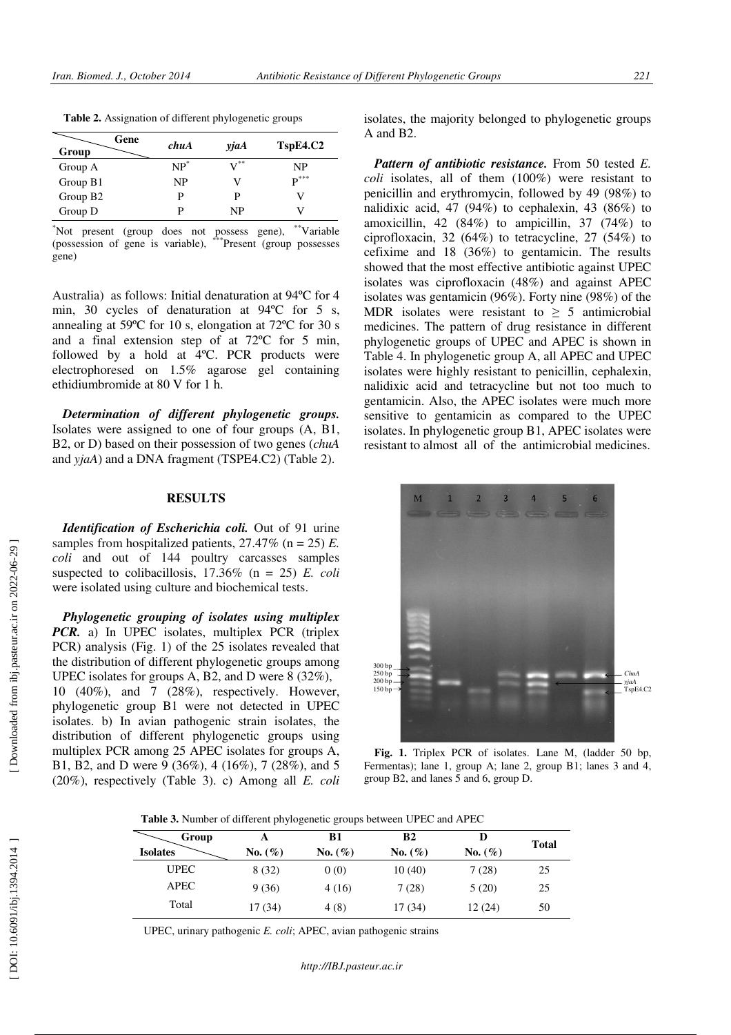**Table 2.** Assignation of different phylogenetic groups

| Group \ Gene | *chuA* | *yjaA* | TspE4.C2 |
|---|---|---|---|
| Group A | NP* | V** | NP |
| Group B1 | NP | V | P*** |
| Group B2 | P | P | V |
| Group D | P | NP | V |

*Not present (group does not possess gene), **Variable (possession of gene is variable), ***Present (group possesses gene)

Australia) as follows: Initial denaturation at 94ºC for 4 min, 30 cycles of denaturation at 94ºC for 5 s, annealing at 59ºC for 10 s, elongation at 72ºC for 30 s and a final extension step of at 72ºC for 5 min, followed by a hold at 4ºC. PCR products were electrophoresed on 1.5% agarose gel containing ethidiumbromide at 80 V for 1 h.

***Determination of different phylogenetic groups.*** Isolates were assigned to one of four groups (A, B1, B2, or D) based on their possession of two genes (*chuA* and *yjaA*) and a DNA fragment (TSPE4.C2) (Table 2).

## RESULTS

***Identification of Escherichia coli.*** Out of 91 urine samples from hospitalized patients, 27.47% (n = 25) *E. coli* and out of 144 poultry carcasses samples suspected to colibacillosis, 17.36% (n = 25) *E. coli* were isolated using culture and biochemical tests.

***Phylogenetic grouping of isolates using multiplex PCR.*** a) In UPEC isolates, multiplex PCR (triplex PCR) analysis (Fig. 1) of the 25 isolates revealed that the distribution of different phylogenetic groups among UPEC isolates for groups A, B2, and D were 8 (32%), 10 (40%), and 7 (28%), respectively. However, phylogenetic group B1 were not detected in UPEC isolates. b) In avian pathogenic strain isolates, the distribution of different phylogenetic groups using multiplex PCR among 25 APEC isolates for groups A, B1, B2, and D were 9 (36%), 4 (16%), 7 (28%), and 5 (20%), respectively (Table 3). c) Among all *E. coli* isolates, the majority belonged to phylogenetic groups A and B2.

***Pattern of antibiotic resistance.*** From 50 tested *E. coli* isolates, all of them (100%) were resistant to penicillin and erythromycin, followed by 49 (98%) to nalidixic acid, 47 (94%) to cephalexin, 43 (86%) to amoxicillin, 42 (84%) to ampicillin, 37 (74%) to ciprofloxacin, 32 (64%) to tetracycline, 27 (54%) to cefixime and 18 (36%) to gentamicin. The results showed that the most effective antibiotic against UPEC isolates was ciprofloxacin (48%) and against APEC isolates was gentamicin (96%). Forty nine (98%) of the MDR isolates were resistant to ≥ 5 antimicrobial medicines. The pattern of drug resistance in different phylogenetic groups of UPEC and APEC is shown in Table 4. In phylogenetic group A, all APEC and UPEC isolates were highly resistant to penicillin, cephalexin, nalidixic acid and tetracycline but not too much to gentamicin. Also, the APEC isolates were much more sensitive to gentamicin as compared to the UPEC isolates. In phylogenetic group B1, APEC isolates were resistant to almost all of the antimicrobial medicines.

**Fig. 1.** Triplex PCR of isolates. Lane M, (ladder 50 bp, Fermentas); lane 1, group A; lane 2, group B1; lanes 3 and 4, group B2, and lanes 5 and 6, group D.

**Table 3.** Number of different phylogenetic groups between UPEC and APEC

| Isolates \ Group | A No. (%) | B1 No. (%) | B2 No. (%) | D No. (%) | Total |
|---|---|---|---|---|---|
| UPEC | 8 (32) | 0 (0) | 10 (40) | 7 (28) | 25 |
| APEC | 9 (36) | 4 (16) | 7 (28) | 5 (20) | 25 |
| Total | 17 (34) | 4 (8) | 17 (34) | 12 (24) | 50 |

UPEC, urinary pathogenic *E. coli*; APEC, avian pathogenic strains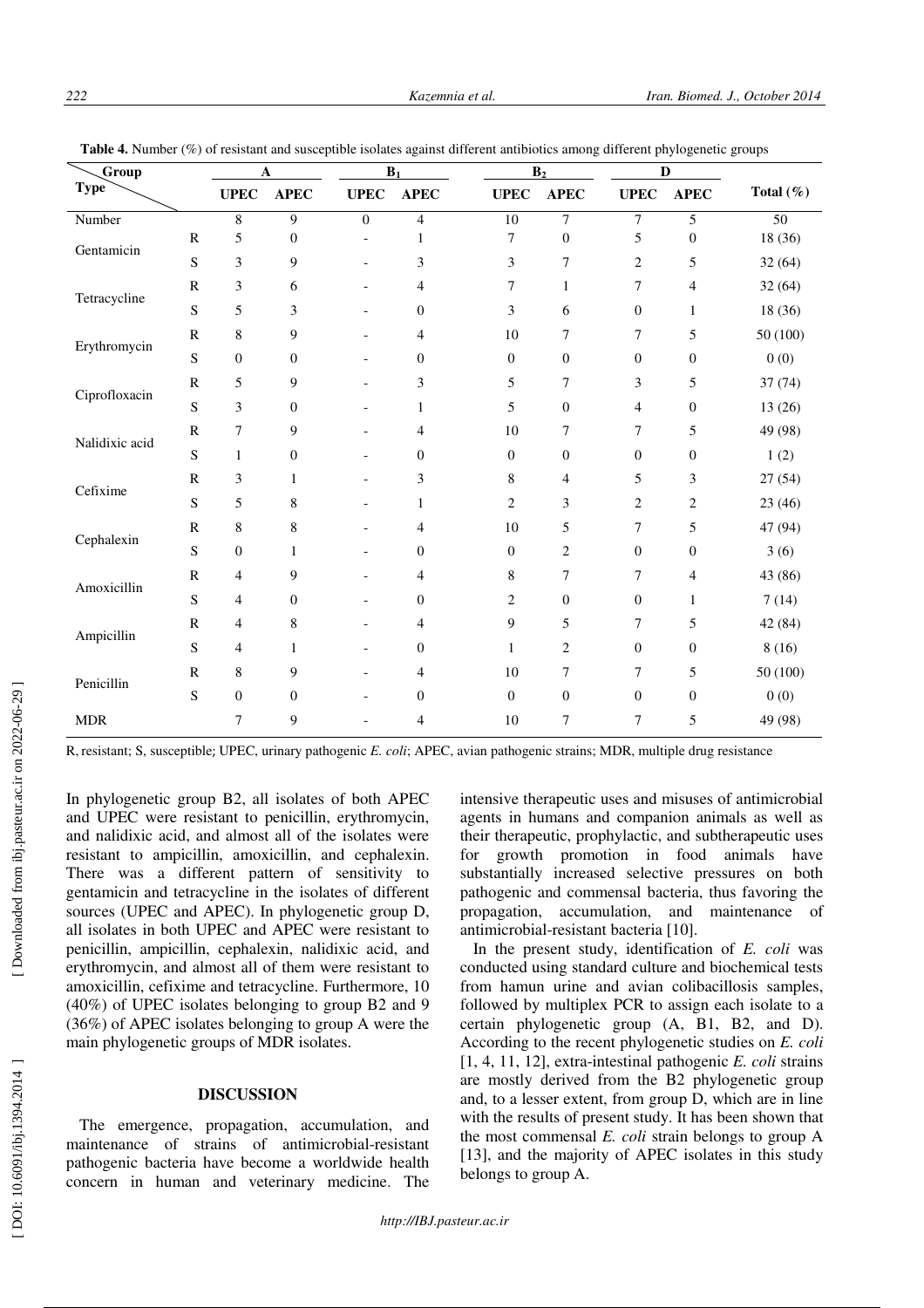**Table 4.** Number (%) of resistant and susceptible isolates against different antibiotics among different phylogenetic groups

| Group / Type | | A | | $B_1$ | | $B_2$ | | D | | Total (%) |
|---|---|---|---|---|---|---|---|---|---|---|
| | | UPEC | APEC | UPEC | APEC | UPEC | APEC | UPEC | APEC | |
| Number | | 8 | 9 | 0 | 4 | 10 | 7 | 7 | 5 | 50 |
| Gentamicin | R | 5 | 0 | - | 1 | 7 | 0 | 5 | 0 | 18 (36) |
| | S | 3 | 9 | - | 3 | 3 | 7 | 2 | 5 | 32 (64) |
| Tetracycline | R | 3 | 6 | - | 4 | 7 | 1 | 7 | 4 | 32 (64) |
| | S | 5 | 3 | - | 0 | 3 | 6 | 0 | 1 | 18 (36) |
| Erythromycin | R | 8 | 9 | - | 4 | 10 | 7 | 7 | 5 | 50 (100) |
| | S | 0 | 0 | - | 0 | 0 | 0 | 0 | 0 | 0 (0) |
| Ciprofloxacin | R | 5 | 9 | - | 3 | 5 | 7 | 3 | 5 | 37 (74) |
| | S | 3 | 0 | - | 1 | 5 | 0 | 4 | 0 | 13 (26) |
| Nalidixic acid | R | 7 | 9 | - | 4 | 10 | 7 | 7 | 5 | 49 (98) |
| | S | 1 | 0 | - | 0 | 0 | 0 | 0 | 0 | 1 (2) |
| Cefixime | R | 3 | 1 | - | 3 | 8 | 4 | 5 | 3 | 27 (54) |
| | S | 5 | 8 | - | 1 | 2 | 3 | 2 | 2 | 23 (46) |
| Cephalexin | R | 8 | 8 | - | 4 | 10 | 5 | 7 | 5 | 47 (94) |
| | S | 0 | 1 | - | 0 | 0 | 2 | 0 | 0 | 3 (6) |
| Amoxicillin | R | 4 | 9 | - | 4 | 8 | 7 | 7 | 4 | 43 (86) |
| | S | 4 | 0 | - | 0 | 2 | 0 | 0 | 1 | 7 (14) |
| Ampicillin | R | 4 | 8 | - | 4 | 9 | 5 | 7 | 5 | 42 (84) |
| | S | 4 | 1 | - | 0 | 1 | 2 | 0 | 0 | 8 (16) |
| Penicillin | R | 8 | 9 | - | 4 | 10 | 7 | 7 | 5 | 50 (100) |
| | S | 0 | 0 | - | 0 | 0 | 0 | 0 | 0 | 0 (0) |
| MDR | | 7 | 9 | - | 4 | 10 | 7 | 7 | 5 | 49 (98) |

R, resistant; S, susceptible; UPEC, urinary pathogenic *E. coli*; APEC, avian pathogenic strains; MDR, multiple drug resistance

In phylogenetic group B2, all isolates of both APEC and UPEC were resistant to penicillin, erythromycin, and nalidixic acid, and almost all of the isolates were resistant to ampicillin, amoxicillin, and cephalexin. There was a different pattern of sensitivity to gentamicin and tetracycline in the isolates of different sources (UPEC and APEC). In phylogenetic group D, all isolates in both UPEC and APEC were resistant to penicillin, ampicillin, cephalexin, nalidixic acid, and erythromycin, and almost all of them were resistant to amoxicillin, cefixime and tetracycline. Furthermore, 10 (40%) of UPEC isolates belonging to group B2 and 9 (36%) of APEC isolates belonging to group A were the main phylogenetic groups of MDR isolates.

## DISCUSSION

The emergence, propagation, accumulation, and maintenance of strains of antimicrobial-resistant pathogenic bacteria have become a worldwide health concern in human and veterinary medicine. The intensive therapeutic uses and misuses of antimicrobial agents in humans and companion animals as well as their therapeutic, prophylactic, and subtherapeutic uses for growth promotion in food animals have substantially increased selective pressures on both pathogenic and commensal bacteria, thus favoring the propagation, accumulation, and maintenance of antimicrobial-resistant bacteria [10].

In the present study, identification of *E. coli* was conducted using standard culture and biochemical tests from hamun urine and avian colibacillosis samples, followed by multiplex PCR to assign each isolate to a certain phylogenetic group (A, B1, B2, and D). According to the recent phylogenetic studies on *E. coli* [1, 4, 11, 12], extra-intestinal pathogenic *E. coli* strains are mostly derived from the B2 phylogenetic group and, to a lesser extent, from group D, which are in line with the results of present study. It has been shown that the most commensal *E. coli* strain belongs to group A [13], and the majority of APEC isolates in this study belongs to group A.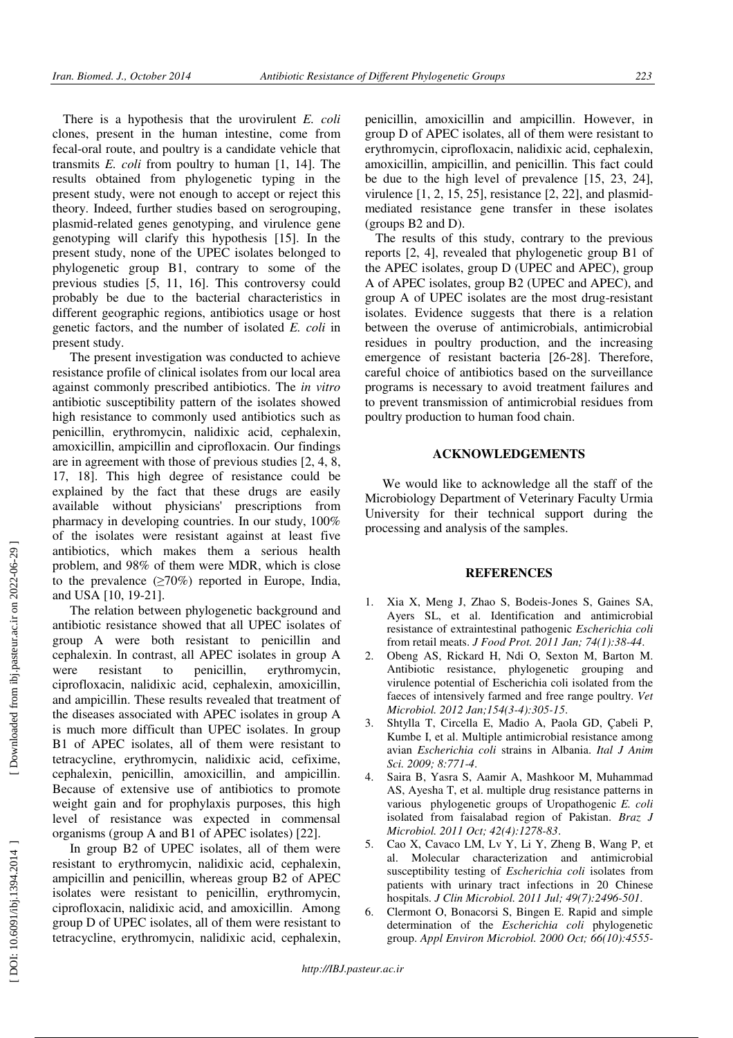There is a hypothesis that the urovirulent *E. coli* clones, present in the human intestine, come from fecal-oral route, and poultry is a candidate vehicle that transmits *E. coli* from poultry to human [1, 14]. The results obtained from phylogenetic typing in the present study, were not enough to accept or reject this theory. Indeed, further studies based on serogrouping, plasmid-related genes genotyping, and virulence gene genotyping will clarify this hypothesis [15]. In the present study, none of the UPEC isolates belonged to phylogenetic group B1, contrary to some of the previous studies [5, 11, 16]. This controversy could probably be due to the bacterial characteristics in different geographic regions, antibiotics usage or host genetic factors, and the number of isolated *E. coli* in present study.

The present investigation was conducted to achieve resistance profile of clinical isolates from our local area against commonly prescribed antibiotics. The *in vitro* antibiotic susceptibility pattern of the isolates showed high resistance to commonly used antibiotics such as penicillin, erythromycin, nalidixic acid, cephalexin, amoxicillin, ampicillin and ciprofloxacin. Our findings are in agreement with those of previous studies [2, 4, 8, 17, 18]. This high degree of resistance could be explained by the fact that these drugs are easily available without physicians' prescriptions from pharmacy in developing countries. In our study, 100% of the isolates were resistant against at least five antibiotics, which makes them a serious health problem, and 98% of them were MDR, which is close to the prevalence (≥70%) reported in Europe, India, and USA [10, 19-21].

The relation between phylogenetic background and antibiotic resistance showed that all UPEC isolates of group A were both resistant to penicillin and cephalexin. In contrast, all APEC isolates in group A were resistant to penicillin, erythromycin, ciprofloxacin, nalidixic acid, cephalexin, amoxicillin, and ampicillin. These results revealed that treatment of the diseases associated with APEC isolates in group A is much more difficult than UPEC isolates. In group B1 of APEC isolates, all of them were resistant to tetracycline, erythromycin, nalidixic acid, cefixime, cephalexin, penicillin, amoxicillin, and ampicillin. Because of extensive use of antibiotics to promote weight gain and for prophylaxis purposes, this high level of resistance was expected in commensal organisms (group A and B1 of APEC isolates) [22].

In group B2 of UPEC isolates, all of them were resistant to erythromycin, nalidixic acid, cephalexin, ampicillin and penicillin, whereas group B2 of APEC isolates were resistant to penicillin, erythromycin, ciprofloxacin, nalidixic acid, and amoxicillin. Among group D of UPEC isolates, all of them were resistant to tetracycline, erythromycin, nalidixic acid, cephalexin, penicillin, amoxicillin and ampicillin. However, in group D of APEC isolates, all of them were resistant to erythromycin, ciprofloxacin, nalidixic acid, cephalexin, amoxicillin, ampicillin, and penicillin. This fact could be due to the high level of prevalence [15, 23, 24], virulence [1, 2, 15, 25], resistance [2, 22], and plasmid-mediated resistance gene transfer in these isolates (groups B2 and D).

The results of this study, contrary to the previous reports [2, 4], revealed that phylogenetic group B1 of the APEC isolates, group D (UPEC and APEC), group A of APEC isolates, group B2 (UPEC and APEC), and group A of UPEC isolates are the most drug-resistant isolates. Evidence suggests that there is a relation between the overuse of antimicrobials, antimicrobial residues in poultry production, and the increasing emergence of resistant bacteria [26-28]. Therefore, careful choice of antibiotics based on the surveillance programs is necessary to avoid treatment failures and to prevent transmission of antimicrobial residues from poultry production to human food chain.

## ACKNOWLEDGEMENTS

We would like to acknowledge all the staff of the Microbiology Department of Veterinary Faculty Urmia University for their technical support during the processing and analysis of the samples.

## REFERENCES

1. Xia X, Meng J, Zhao S, Bodeis-Jones S, Gaines SA, Ayers SL, et al. Identification and antimicrobial resistance of extraintestinal pathogenic *Escherichia coli* from retail meats. *J Food Prot. 2011 Jan; 74(1):38-44*.
2. Obeng AS, Rickard H, Ndi O, Sexton M, Barton M. Antibiotic resistance, phylogenetic grouping and virulence potential of Escherichia coli isolated from the faeces of intensively farmed and free range poultry. *Vet Microbiol. 2012 Jan;154(3-4):305-15*.
3. Shtylla T, Circella E, Madio A, Paola GD, Çabeli P, Kumbe I, et al. Multiple antimicrobial resistance among avian *Escherichia coli* strains in Albania. *Ital J Anim Sci. 2009; 8:771-4*.
4. Saira B, Yasra S, Aamir A, Mashkoor M, Muhammad AS, Ayesha T, et al. multiple drug resistance patterns in various phylogenetic groups of Uropathogenic *E. coli* isolated from faisalabad region of Pakistan. *Braz J Microbiol. 2011 Oct; 42(4):1278-83*.
5. Cao X, Cavaco LM, Lv Y, Li Y, Zheng B, Wang P, et al. Molecular characterization and antimicrobial susceptibility testing of *Escherichia coli* isolates from patients with urinary tract infections in 20 Chinese hospitals. *J Clin Microbiol. 2011 Jul; 49(7):2496-501*.
6. Clermont O, Bonacorsi S, Bingen E. Rapid and simple determination of the *Escherichia coli* phylogenetic group. *Appl Environ Microbiol. 2000 Oct; 66(10):4555-*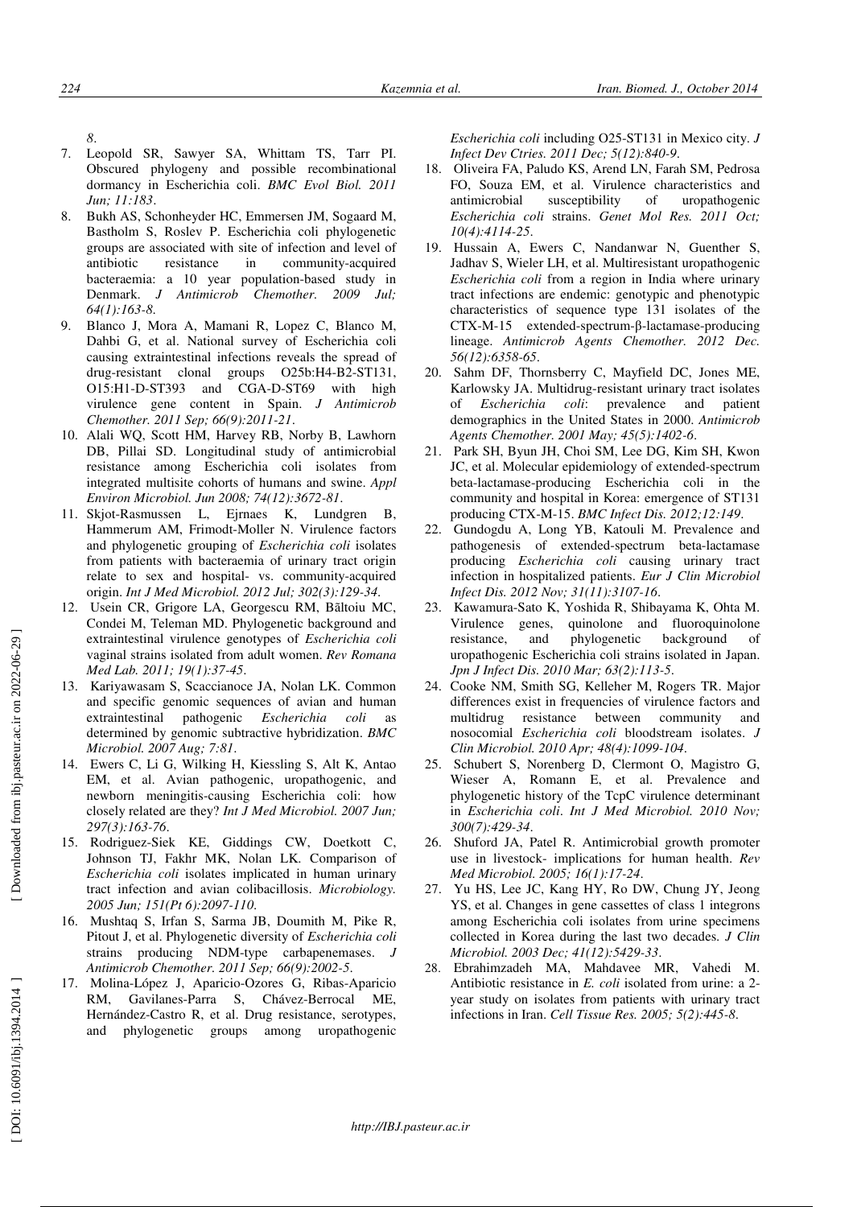8.

7. Leopold SR, Sawyer SA, Whittam TS, Tarr PI. Obscured phylogeny and possible recombinational dormancy in Escherichia coli. *BMC Evol Biol. 2011 Jun; 11:183*.
8. Bukh AS, Schonheyder HC, Emmersen JM, Sogaard M, Bastholm S, Roslev P. Escherichia coli phylogenetic groups are associated with site of infection and level of antibiotic resistance in community-acquired bacteraemia: a 10 year population-based study in Denmark. *J Antimicrob Chemother. 2009 Jul; 64(1):163-8*.
9. Blanco J, Mora A, Mamani R, Lopez C, Blanco M, Dahbi G, et al. National survey of Escherichia coli causing extraintestinal infections reveals the spread of drug-resistant clonal groups O25b:H4-B2-ST131, O15:H1-D-ST393 and CGA-D-ST69 with high virulence gene content in Spain. *J Antimicrob Chemother. 2011 Sep; 66(9):2011-21*.
10. Alali WQ, Scott HM, Harvey RB, Norby B, Lawhorn DB, Pillai SD. Longitudinal study of antimicrobial resistance among Escherichia coli isolates from integrated multisite cohorts of humans and swine. *Appl Environ Microbiol. Jun 2008; 74(12):3672-81*.
11. Skjot-Rasmussen L, Ejrnaes K, Lundgren B, Hammerum AM, Frimodt-Moller N. Virulence factors and phylogenetic grouping of *Escherichia coli* isolates from patients with bacteraemia of urinary tract origin relate to sex and hospital- vs. community-acquired origin. *Int J Med Microbiol. 2012 Jul; 302(3):129-34*.
12. Usein CR, Grigore LA, Georgescu RM, Băltoiu MC, Condei M, Teleman MD. Phylogenetic background and extraintestinal virulence genotypes of *Escherichia coli* vaginal strains isolated from adult women. *Rev Romana Med Lab. 2011; 19(1):37-45*.
13. Kariyawasam S, Scaccianoce JA, Nolan LK. Common and specific genomic sequences of avian and human extraintestinal pathogenic *Escherichia coli* as determined by genomic subtractive hybridization. *BMC Microbiol. 2007 Aug; 7:81*.
14. Ewers C, Li G, Wilking H, Kiessling S, Alt K, Antao EM, et al. Avian pathogenic, uropathogenic, and newborn meningitis-causing Escherichia coli: how closely related are they? *Int J Med Microbiol. 2007 Jun; 297(3):163-76*.
15. Rodriguez-Siek KE, Giddings CW, Doetkott C, Johnson TJ, Fakhr MK, Nolan LK. Comparison of *Escherichia coli* isolates implicated in human urinary tract infection and avian colibacillosis. *Microbiology. 2005 Jun; 151(Pt 6):2097-110*.
16. Mushtaq S, Irfan S, Sarma JB, Doumith M, Pike R, Pitout J, et al. Phylogenetic diversity of *Escherichia coli* strains producing NDM-type carbapenemases. *J Antimicrob Chemother. 2011 Sep; 66(9):2002-5*.
17. Molina-López J, Aparicio-Ozores G, Ribas-Aparicio RM, Gavilanes-Parra S, Chávez-Berrocal ME, Hernández-Castro R, et al. Drug resistance, serotypes, and phylogenetic groups among uropathogenic *Escherichia coli* including O25-ST131 in Mexico city. *J Infect Dev Ctries. 2011 Dec; 5(12):840-9*.
18. Oliveira FA, Paludo KS, Arend LN, Farah SM, Pedrosa FO, Souza EM, et al. Virulence characteristics and antimicrobial susceptibility of uropathogenic *Escherichia coli* strains. *Genet Mol Res. 2011 Oct; 10(4):4114-25*.
19. Hussain A, Ewers C, Nandanwar N, Guenther S, Jadhav S, Wieler LH, et al. Multiresistant uropathogenic *Escherichia coli* from a region in India where urinary tract infections are endemic: genotypic and phenotypic characteristics of sequence type 131 isolates of the CTX-M-15 extended-spectrum-β-lactamase-producing lineage. *Antimicrob Agents Chemother. 2012 Dec. 56(12):6358-65*.
20. Sahm DF, Thornsberry C, Mayfield DC, Jones ME, Karlowsky JA. Multidrug-resistant urinary tract isolates of *Escherichia coli*: prevalence and patient demographics in the United States in 2000. *Antimicrob Agents Chemother. 2001 May; 45(5):1402-6*.
21. Park SH, Byun JH, Choi SM, Lee DG, Kim SH, Kwon JC, et al. Molecular epidemiology of extended-spectrum beta-lactamase-producing Escherichia coli in the community and hospital in Korea: emergence of ST131 producing CTX-M-15. *BMC Infect Dis. 2012;12:149*.
22. Gundogdu A, Long YB, Katouli M. Prevalence and pathogenesis of extended-spectrum beta-lactamase producing *Escherichia coli* causing urinary tract infection in hospitalized patients. *Eur J Clin Microbiol Infect Dis. 2012 Nov; 31(11):3107-16*.
23. Kawamura-Sato K, Yoshida R, Shibayama K, Ohta M. Virulence genes, quinolone and fluoroquinolone resistance, and phylogenetic background of uropathogenic Escherichia coli strains isolated in Japan. *Jpn J Infect Dis. 2010 Mar; 63(2):113-5*.
24. Cooke NM, Smith SG, Kelleher M, Rogers TR. Major differences exist in frequencies of virulence factors and multidrug resistance between community and nosocomial *Escherichia coli* bloodstream isolates. *J Clin Microbiol. 2010 Apr; 48(4):1099-104*.
25. Schubert S, Norenberg D, Clermont O, Magistro G, Wieser A, Romann E, et al. Prevalence and phylogenetic history of the TcpC virulence determinant in *Escherichia coli*. *Int J Med Microbiol. 2010 Nov; 300(7):429-34*.
26. Shuford JA, Patel R. Antimicrobial growth promoter use in livestock- implications for human health. *Rev Med Microbiol. 2005; 16(1):17-24*.
27. Yu HS, Lee JC, Kang HY, Ro DW, Chung JY, Jeong YS, et al. Changes in gene cassettes of class 1 integrons among Escherichia coli isolates from urine specimens collected in Korea during the last two decades. *J Clin Microbiol. 2003 Dec; 41(12):5429-33*.
28. Ebrahimzadeh MA, Mahdavee MR, Vahedi M. Antibiotic resistance in *E. coli* isolated from urine: a 2-year study on isolates from patients with urinary tract infections in Iran. *Cell Tissue Res. 2005; 5(2):445-8*.